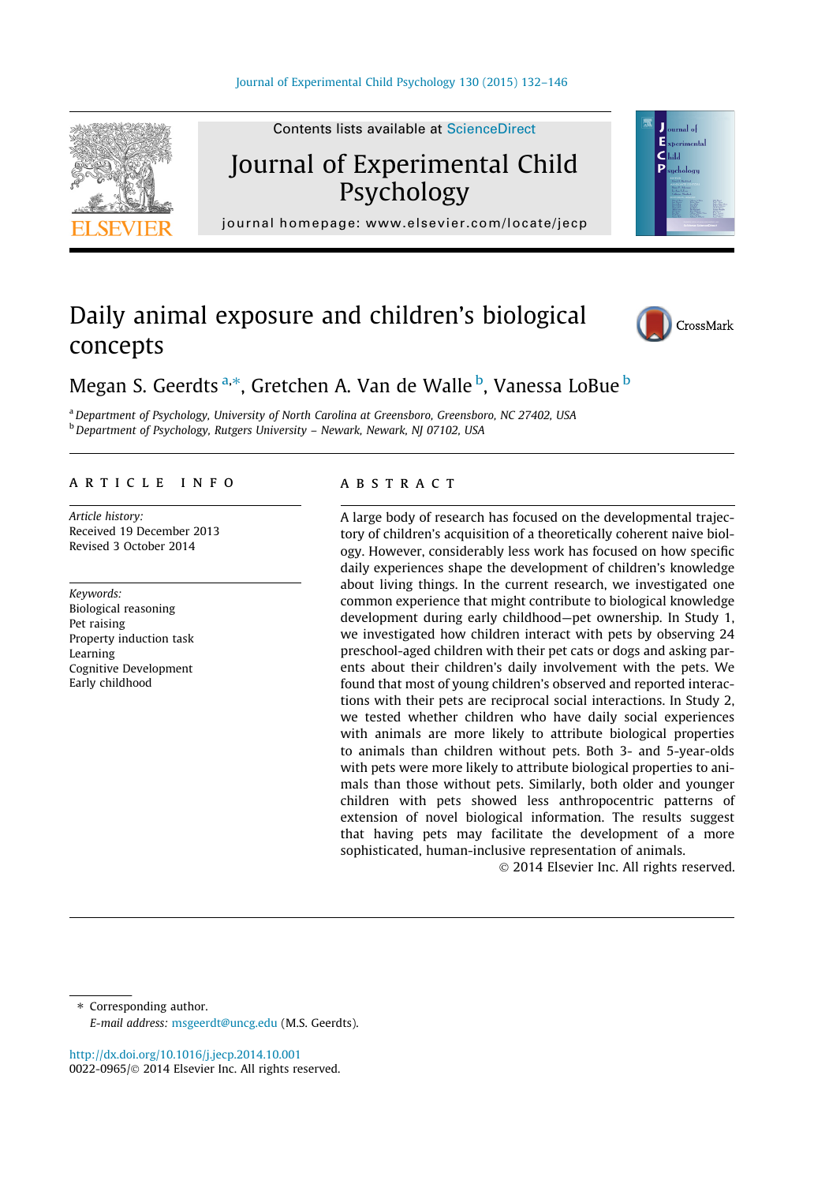# Daily animal exposure and children's biological concepts

Megan S. Geerdts[a,*], Gretchen A. Van de Walle[b], Vanessa LoBue[b]

[a] Department of Psychology, University of North Carolina at Greensboro, Greensboro, NC 27402, USA
[b] Department of Psychology, Rutgers University – Newark, Newark, NJ 07102, USA

## ARTICLE INFO

*Article history:*
Received 19 December 2013
Revised 3 October 2014

*Keywords:*
Biological reasoning
Pet raising
Property induction task
Learning
Cognitive Development
Early childhood

## ABSTRACT

A large body of research has focused on the developmental trajectory of children's acquisition of a theoretically coherent naive biology. However, considerably less work has focused on how specific daily experiences shape the development of children's knowledge about living things. In the current research, we investigated one common experience that might contribute to biological knowledge development during early childhood—pet ownership. In Study 1, we investigated how children interact with pets by observing 24 preschool-aged children with their pet cats or dogs and asking parents about their children's daily involvement with the pets. We found that most of young children's observed and reported interactions with their pets are reciprocal social interactions. In Study 2, we tested whether children who have daily social experiences with animals are more likely to attribute biological properties to animals than children without pets. Both 3- and 5-year-olds with pets were more likely to attribute biological properties to animals than those without pets. Similarly, both older and younger children with pets showed less anthropocentric patterns of extension of novel biological information. The results suggest that having pets may facilitate the development of a more sophisticated, human-inclusive representation of animals.

© 2014 Elsevier Inc. All rights reserved.

---

* Corresponding author.
*E-mail address:* msgeerdt@uncg.edu (M.S. Geerdts).

http://dx.doi.org/10.1016/j.jecp.2014.10.001
0022-0965/© 2014 Elsevier Inc. All rights reserved.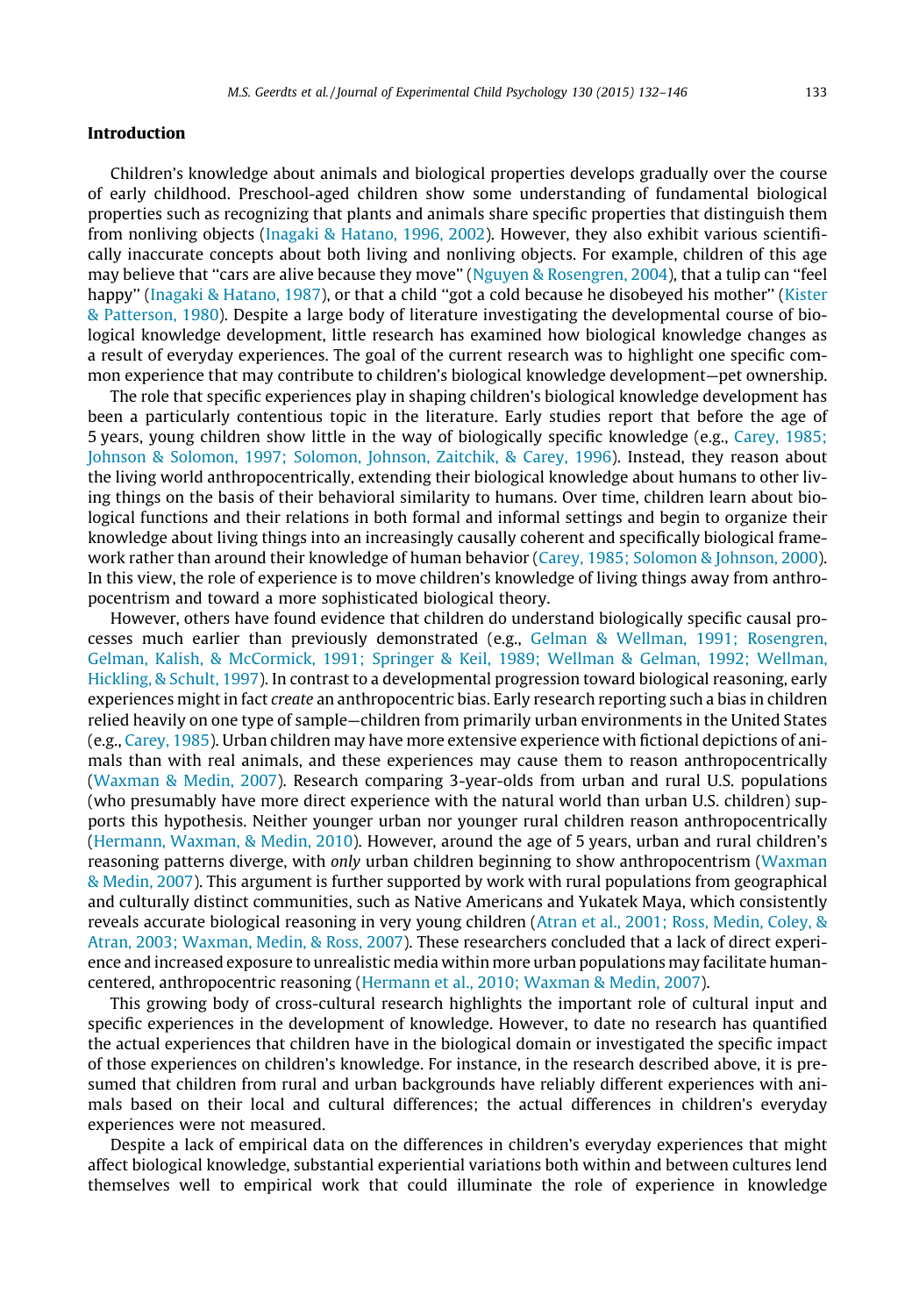## Introduction

Children's knowledge about animals and biological properties develops gradually over the course of early childhood. Preschool-aged children show some understanding of fundamental biological properties such as recognizing that plants and animals share specific properties that distinguish them from nonliving objects (Inagaki & Hatano, 1996, 2002). However, they also exhibit various scientifically inaccurate concepts about both living and nonliving objects. For example, children of this age may believe that ''cars are alive because they move'' (Nguyen & Rosengren, 2004), that a tulip can ''feel happy'' (Inagaki & Hatano, 1987), or that a child ''got a cold because he disobeyed his mother'' (Kister & Patterson, 1980). Despite a large body of literature investigating the developmental course of biological knowledge development, little research has examined how biological knowledge changes as a result of everyday experiences. The goal of the current research was to highlight one specific common experience that may contribute to children's biological knowledge development—pet ownership.

The role that specific experiences play in shaping children's biological knowledge development has been a particularly contentious topic in the literature. Early studies report that before the age of 5 years, young children show little in the way of biologically specific knowledge (e.g., Carey, 1985; Johnson & Solomon, 1997; Solomon, Johnson, Zaitchik, & Carey, 1996). Instead, they reason about the living world anthropocentrically, extending their biological knowledge about humans to other living things on the basis of their behavioral similarity to humans. Over time, children learn about biological functions and their relations in both formal and informal settings and begin to organize their knowledge about living things into an increasingly causally coherent and specifically biological framework rather than around their knowledge of human behavior (Carey, 1985; Solomon & Johnson, 2000). In this view, the role of experience is to move children's knowledge of living things away from anthropocentrism and toward a more sophisticated biological theory.

However, others have found evidence that children do understand biologically specific causal processes much earlier than previously demonstrated (e.g., Gelman & Wellman, 1991; Rosengren, Gelman, Kalish, & McCormick, 1991; Springer & Keil, 1989; Wellman & Gelman, 1992; Wellman, Hickling, & Schult, 1997). In contrast to a developmental progression toward biological reasoning, early experiences might in fact *create* an anthropocentric bias. Early research reporting such a bias in children relied heavily on one type of sample—children from primarily urban environments in the United States (e.g., Carey, 1985). Urban children may have more extensive experience with fictional depictions of animals than with real animals, and these experiences may cause them to reason anthropocentrically (Waxman & Medin, 2007). Research comparing 3-year-olds from urban and rural U.S. populations (who presumably have more direct experience with the natural world than urban U.S. children) supports this hypothesis. Neither younger urban nor younger rural children reason anthropocentrically (Hermann, Waxman, & Medin, 2010). However, around the age of 5 years, urban and rural children's reasoning patterns diverge, with *only* urban children beginning to show anthropocentrism (Waxman & Medin, 2007). This argument is further supported by work with rural populations from geographical and culturally distinct communities, such as Native Americans and Yukatek Maya, which consistently reveals accurate biological reasoning in very young children (Atran et al., 2001; Ross, Medin, Coley, & Atran, 2003; Waxman, Medin, & Ross, 2007). These researchers concluded that a lack of direct experience and increased exposure to unrealistic media within more urban populations may facilitate human-centered, anthropocentric reasoning (Hermann et al., 2010; Waxman & Medin, 2007).

This growing body of cross-cultural research highlights the important role of cultural input and specific experiences in the development of knowledge. However, to date no research has quantified the actual experiences that children have in the biological domain or investigated the specific impact of those experiences on children's knowledge. For instance, in the research described above, it is presumed that children from rural and urban backgrounds have reliably different experiences with animals based on their local and cultural differences; the actual differences in children's everyday experiences were not measured.

Despite a lack of empirical data on the differences in children's everyday experiences that might affect biological knowledge, substantial experiential variations both within and between cultures lend themselves well to empirical work that could illuminate the role of experience in knowledge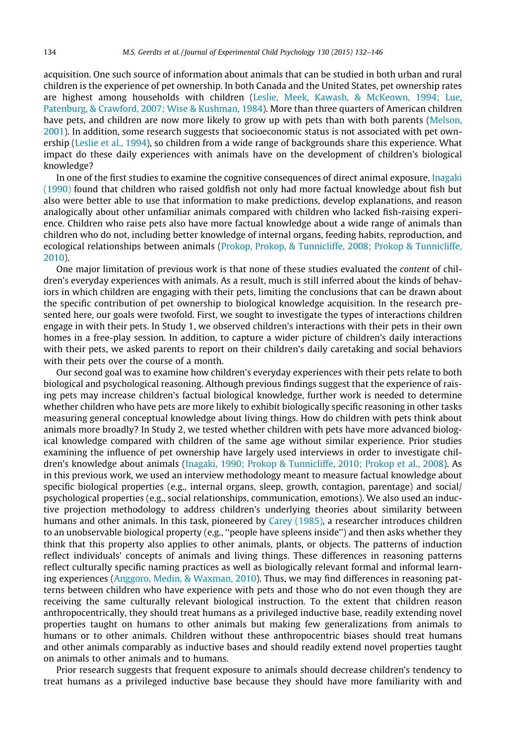acquisition. One such source of information about animals that can be studied in both urban and rural children is the experience of pet ownership. In both Canada and the United States, pet ownership rates are highest among households with children (Leslie, Meek, Kawash, & McKeown, 1994; Lue, Patenburg, & Crawford, 2007; Wise & Kushman, 1984). More than three quarters of American children have pets, and children are now more likely to grow up with pets than with both parents (Melson, 2001). In addition, some research suggests that socioeconomic status is not associated with pet ownership (Leslie et al., 1994), so children from a wide range of backgrounds share this experience. What impact do these daily experiences with animals have on the development of children's biological knowledge?

In one of the first studies to examine the cognitive consequences of direct animal exposure, Inagaki (1990) found that children who raised goldfish not only had more factual knowledge about fish but also were better able to use that information to make predictions, develop explanations, and reason analogically about other unfamiliar animals compared with children who lacked fish-raising experience. Children who raise pets also have more factual knowledge about a wide range of animals than children who do not, including better knowledge of internal organs, feeding habits, reproduction, and ecological relationships between animals (Prokop, Prokop, & Tunnicliffe, 2008; Prokop & Tunnicliffe, 2010).

One major limitation of previous work is that none of these studies evaluated the *content* of children's everyday experiences with animals. As a result, much is still inferred about the kinds of behaviors in which children are engaging with their pets, limiting the conclusions that can be drawn about the specific contribution of pet ownership to biological knowledge acquisition. In the research presented here, our goals were twofold. First, we sought to investigate the types of interactions children engage in with their pets. In Study 1, we observed children's interactions with their pets in their own homes in a free-play session. In addition, to capture a wider picture of children's daily interactions with their pets, we asked parents to report on their children's daily caretaking and social behaviors with their pets over the course of a month.

Our second goal was to examine how children's everyday experiences with their pets relate to both biological and psychological reasoning. Although previous findings suggest that the experience of raising pets may increase children's factual biological knowledge, further work is needed to determine whether children who have pets are more likely to exhibit biologically specific reasoning in other tasks measuring general conceptual knowledge about living things. How do children with pets think about animals more broadly? In Study 2, we tested whether children with pets have more advanced biological knowledge compared with children of the same age without similar experience. Prior studies examining the influence of pet ownership have largely used interviews in order to investigate children's knowledge about animals (Inagaki, 1990; Prokop & Tunnicliffe, 2010; Prokop et al., 2008). As in this previous work, we used an interview methodology meant to measure factual knowledge about specific biological properties (e.g., internal organs, sleep, growth, contagion, parentage) and social/psychological properties (e.g., social relationships, communication, emotions). We also used an inductive projection methodology to address children's underlying theories about similarity between humans and other animals. In this task, pioneered by Carey (1985), a researcher introduces children to an unobservable biological property (e.g., "people have spleens inside") and then asks whether they think that this property also applies to other animals, plants, or objects. The patterns of induction reflect individuals' concepts of animals and living things. These differences in reasoning patterns reflect culturally specific naming practices as well as biologically relevant formal and informal learning experiences (Anggoro, Medin, & Waxman, 2010). Thus, we may find differences in reasoning patterns between children who have experience with pets and those who do not even though they are receiving the same culturally relevant biological instruction. To the extent that children reason anthropocentrically, they should treat humans as a privileged inductive base, readily extending novel properties taught on humans to other animals but making few generalizations from animals to humans or to other animals. Children without these anthropocentric biases should treat humans and other animals comparably as inductive bases and should readily extend novel properties taught on animals to other animals and to humans.

Prior research suggests that frequent exposure to animals should decrease children's tendency to treat humans as a privileged inductive base because they should have more familiarity with and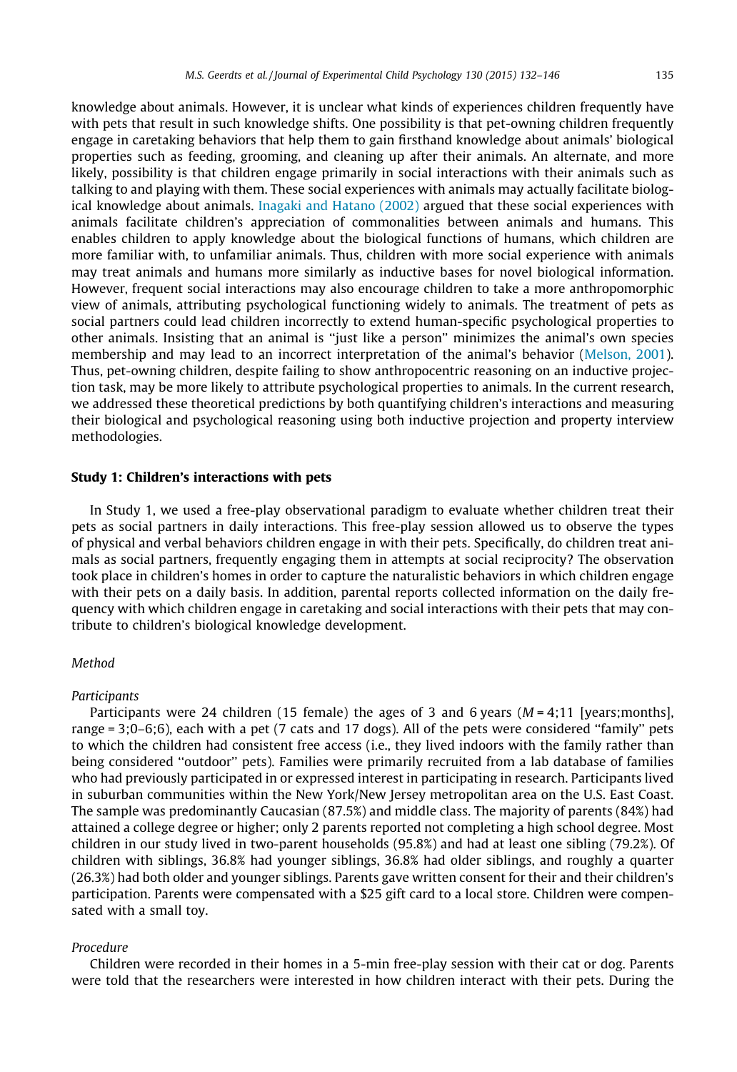knowledge about animals. However, it is unclear what kinds of experiences children frequently have with pets that result in such knowledge shifts. One possibility is that pet-owning children frequently engage in caretaking behaviors that help them to gain firsthand knowledge about animals' biological properties such as feeding, grooming, and cleaning up after their animals. An alternate, and more likely, possibility is that children engage primarily in social interactions with their animals such as talking to and playing with them. These social experiences with animals may actually facilitate biological knowledge about animals. Inagaki and Hatano (2002) argued that these social experiences with animals facilitate children's appreciation of commonalities between animals and humans. This enables children to apply knowledge about the biological functions of humans, which children are more familiar with, to unfamiliar animals. Thus, children with more social experience with animals may treat animals and humans more similarly as inductive bases for novel biological information. However, frequent social interactions may also encourage children to take a more anthropomorphic view of animals, attributing psychological functioning widely to animals. The treatment of pets as social partners could lead children incorrectly to extend human-specific psychological properties to other animals. Insisting that an animal is "just like a person" minimizes the animal's own species membership and may lead to an incorrect interpretation of the animal's behavior (Melson, 2001). Thus, pet-owning children, despite failing to show anthropocentric reasoning on an inductive projection task, may be more likely to attribute psychological properties to animals. In the current research, we addressed these theoretical predictions by both quantifying children's interactions and measuring their biological and psychological reasoning using both inductive projection and property interview methodologies.

## Study 1: Children's interactions with pets

In Study 1, we used a free-play observational paradigm to evaluate whether children treat their pets as social partners in daily interactions. This free-play session allowed us to observe the types of physical and verbal behaviors children engage in with their pets. Specifically, do children treat animals as social partners, frequently engaging them in attempts at social reciprocity? The observation took place in children's homes in order to capture the naturalistic behaviors in which children engage with their pets on a daily basis. In addition, parental reports collected information on the daily frequency with which children engage in caretaking and social interactions with their pets that may contribute to children's biological knowledge development.

### *Method*

#### *Participants*

Participants were 24 children (15 female) the ages of 3 and 6 years (*M* = 4;11 [years;months], range = 3;0–6;6), each with a pet (7 cats and 17 dogs). All of the pets were considered "family" pets to which the children had consistent free access (i.e., they lived indoors with the family rather than being considered "outdoor" pets). Families were primarily recruited from a lab database of families who had previously participated in or expressed interest in participating in research. Participants lived in suburban communities within the New York/New Jersey metropolitan area on the U.S. East Coast. The sample was predominantly Caucasian (87.5%) and middle class. The majority of parents (84%) had attained a college degree or higher; only 2 parents reported not completing a high school degree. Most children in our study lived in two-parent households (95.8%) and had at least one sibling (79.2%). Of children with siblings, 36.8% had younger siblings, 36.8% had older siblings, and roughly a quarter (26.3%) had both older and younger siblings. Parents gave written consent for their and their children's participation. Parents were compensated with a $25 gift card to a local store. Children were compensated with a small toy.

#### *Procedure*

Children were recorded in their homes in a 5-min free-play session with their cat or dog. Parents were told that the researchers were interested in how children interact with their pets. During the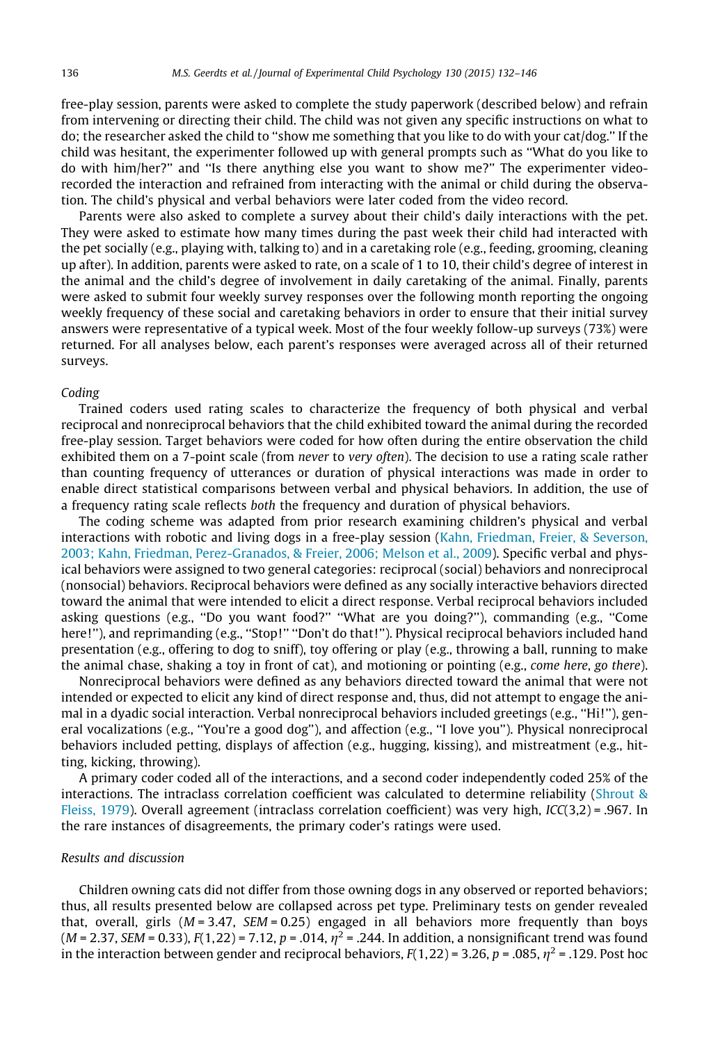free-play session, parents were asked to complete the study paperwork (described below) and refrain from intervening or directing their child. The child was not given any specific instructions on what to do; the researcher asked the child to ''show me something that you like to do with your cat/dog.'' If the child was hesitant, the experimenter followed up with general prompts such as ''What do you like to do with him/her?'' and ''Is there anything else you want to show me?'' The experimenter video-recorded the interaction and refrained from interacting with the animal or child during the observation. The child's physical and verbal behaviors were later coded from the video record.

Parents were also asked to complete a survey about their child's daily interactions with the pet. They were asked to estimate how many times during the past week their child had interacted with the pet socially (e.g., playing with, talking to) and in a caretaking role (e.g., feeding, grooming, cleaning up after). In addition, parents were asked to rate, on a scale of 1 to 10, their child's degree of interest in the animal and the child's degree of involvement in daily caretaking of the animal. Finally, parents were asked to submit four weekly survey responses over the following month reporting the ongoing weekly frequency of these social and caretaking behaviors in order to ensure that their initial survey answers were representative of a typical week. Most of the four weekly follow-up surveys (73%) were returned. For all analyses below, each parent's responses were averaged across all of their returned surveys.

### *Coding*

Trained coders used rating scales to characterize the frequency of both physical and verbal reciprocal and nonreciprocal behaviors that the child exhibited toward the animal during the recorded free-play session. Target behaviors were coded for how often during the entire observation the child exhibited them on a 7-point scale (from *never* to *very often*). The decision to use a rating scale rather than counting frequency of utterances or duration of physical interactions was made in order to enable direct statistical comparisons between verbal and physical behaviors. In addition, the use of a frequency rating scale reflects *both* the frequency and duration of physical behaviors.

The coding scheme was adapted from prior research examining children's physical and verbal interactions with robotic and living dogs in a free-play session (Kahn, Friedman, Freier, & Severson, 2003; Kahn, Friedman, Perez-Granados, & Freier, 2006; Melson et al., 2009). Specific verbal and physical behaviors were assigned to two general categories: reciprocal (social) behaviors and nonreciprocal (nonsocial) behaviors. Reciprocal behaviors were defined as any socially interactive behaviors directed toward the animal that were intended to elicit a direct response. Verbal reciprocal behaviors included asking questions (e.g., ''Do you want food?'' ''What are you doing?''), commanding (e.g., ''Come here!''), and reprimanding (e.g., ''Stop!'' ''Don't do that!''). Physical reciprocal behaviors included hand presentation (e.g., offering to dog to sniff), toy offering or play (e.g., throwing a ball, running to make the animal chase, shaking a toy in front of cat), and motioning or pointing (e.g., *come here*, *go there*).

Nonreciprocal behaviors were defined as any behaviors directed toward the animal that were not intended or expected to elicit any kind of direct response and, thus, did not attempt to engage the animal in a dyadic social interaction. Verbal nonreciprocal behaviors included greetings (e.g., ''Hi!''), general vocalizations (e.g., ''You're a good dog''), and affection (e.g., ''I love you''). Physical nonreciprocal behaviors included petting, displays of affection (e.g., hugging, kissing), and mistreatment (e.g., hitting, kicking, throwing).

A primary coder coded all of the interactions, and a second coder independently coded 25% of the interactions. The intraclass correlation coefficient was calculated to determine reliability (Shrout & Fleiss, 1979). Overall agreement (intraclass correlation coefficient) was very high, $ICC(3,2) = .967$. In the rare instances of disagreements, the primary coder's ratings were used.

### *Results and discussion*

Children owning cats did not differ from those owning dogs in any observed or reported behaviors; thus, all results presented below are collapsed across pet type. Preliminary tests on gender revealed that, overall, girls ($M = 3.47$, $SEM = 0.25$) engaged in all behaviors more frequently than boys ($M = 2.37$, $SEM = 0.33$), $F(1,22) = 7.12$, $p = .014$, $\eta^2 = .244$. In addition, a nonsignificant trend was found in the interaction between gender and reciprocal behaviors, $F(1,22) = 3.26$, $p = .085$, $\eta^2 = .129$. Post hoc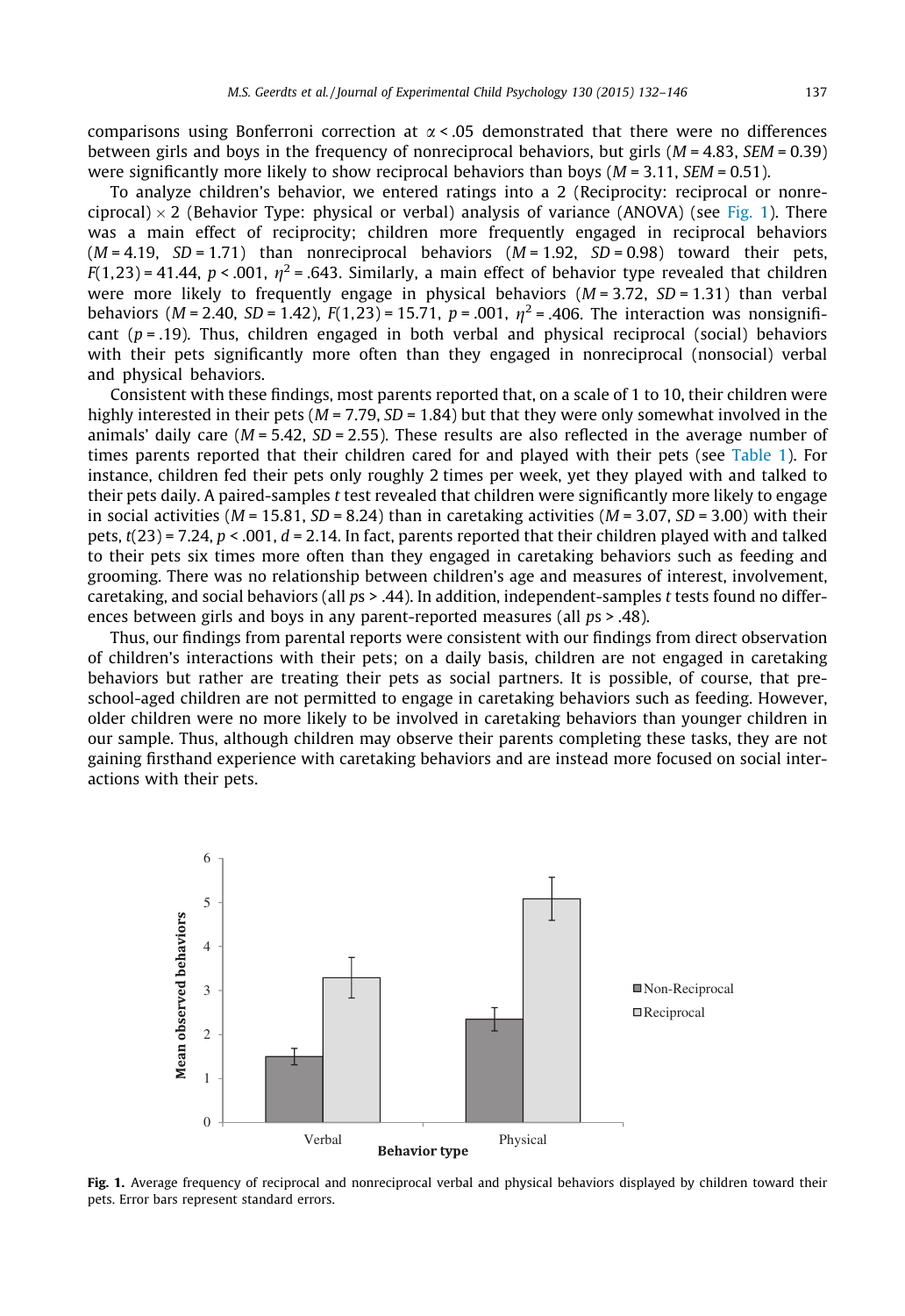comparisons using Bonferroni correction at $\alpha < .05$ demonstrated that there were no differences between girls and boys in the frequency of nonreciprocal behaviors, but girls ($M = 4.83$, $SEM = 0.39$) were significantly more likely to show reciprocal behaviors than boys ($M = 3.11$, $SEM = 0.51$).

To analyze children's behavior, we entered ratings into a 2 (Reciprocity: reciprocal or nonreciprocal) × 2 (Behavior Type: physical or verbal) analysis of variance (ANOVA) (see Fig. 1). There was a main effect of reciprocity; children more frequently engaged in reciprocal behaviors ($M = 4.19$, $SD = 1.71$) than nonreciprocal behaviors ($M = 1.92$, $SD = 0.98$) toward their pets, $F(1,23) = 41.44$, $p < .001$, $\eta^2 = .643$. Similarly, a main effect of behavior type revealed that children were more likely to frequently engage in physical behaviors ($M = 3.72$, $SD = 1.31$) than verbal behaviors ($M = 2.40$, $SD = 1.42$), $F(1,23) = 15.71$, $p = .001$, $\eta^2 = .406$. The interaction was nonsignificant ($p = .19$). Thus, children engaged in both verbal and physical reciprocal (social) behaviors with their pets significantly more often than they engaged in nonreciprocal (nonsocial) verbal and physical behaviors.

Consistent with these findings, most parents reported that, on a scale of 1 to 10, their children were highly interested in their pets ($M = 7.79$, $SD = 1.84$) but that they were only somewhat involved in the animals' daily care ($M = 5.42$, $SD = 2.55$). These results are also reflected in the average number of times parents reported that their children cared for and played with their pets (see Table 1). For instance, children fed their pets only roughly 2 times per week, yet they played with and talked to their pets daily. A paired-samples *t* test revealed that children were significantly more likely to engage in social activities ($M = 15.81$, $SD = 8.24$) than in caretaking activities ($M = 3.07$, $SD = 3.00$) with their pets, $t(23) = 7.24$, $p < .001$, $d = 2.14$. In fact, parents reported that their children played with and talked to their pets six times more often than they engaged in caretaking behaviors such as feeding and grooming. There was no relationship between children's age and measures of interest, involvement, caretaking, and social behaviors (all $ps > .44$). In addition, independent-samples *t* tests found no differences between girls and boys in any parent-reported measures (all $ps > .48$).

Thus, our findings from parental reports were consistent with our findings from direct observation of children's interactions with their pets; on a daily basis, children are not engaged in caretaking behaviors but rather are treating their pets as social partners. It is possible, of course, that preschool-aged children are not permitted to engage in caretaking behaviors such as feeding. However, older children were no more likely to be involved in caretaking behaviors than younger children in our sample. Thus, although children may observe their parents completing these tasks, they are not gaining firsthand experience with caretaking behaviors and are instead more focused on social interactions with their pets.

**Fig. 1.** Average frequency of reciprocal and nonreciprocal verbal and physical behaviors displayed by children toward their pets. Error bars represent standard errors.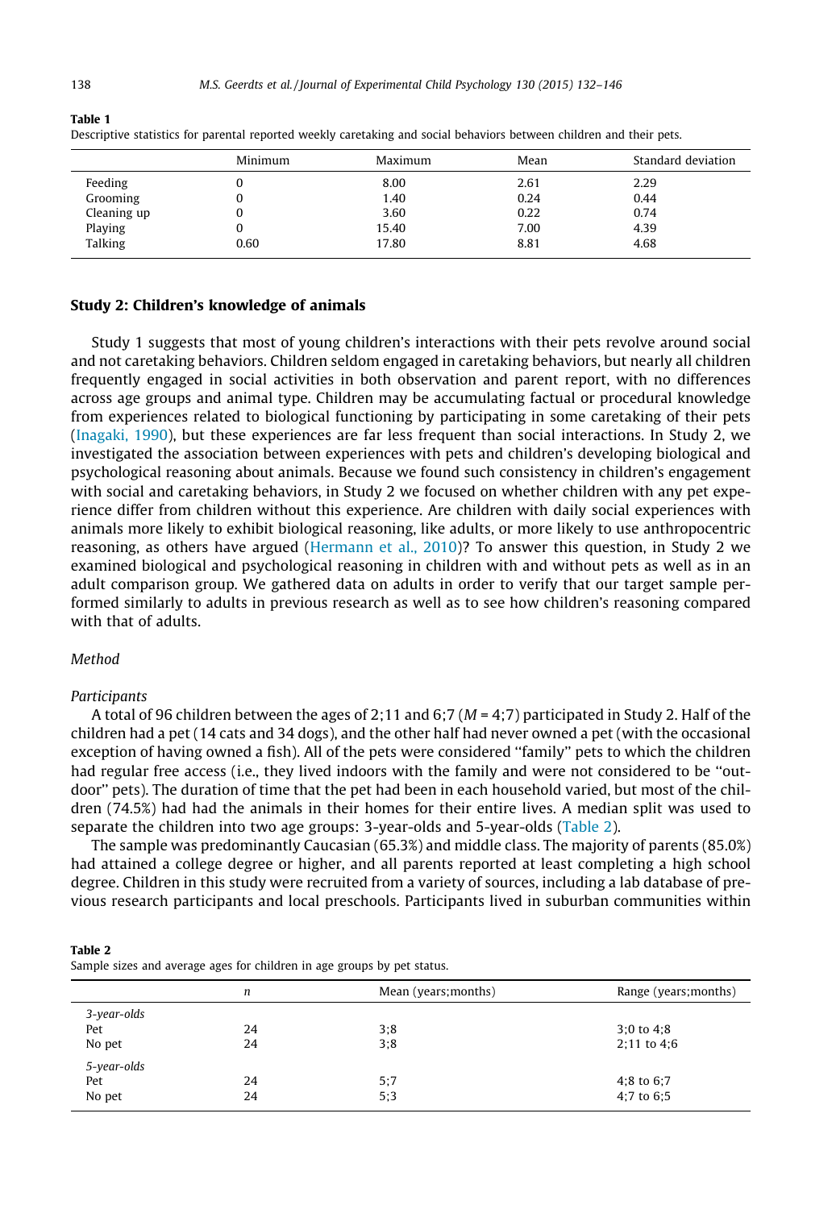**Table 1**
Descriptive statistics for parental reported weekly caretaking and social behaviors between children and their pets.

| | Minimum | Maximum | Mean | Standard deviation |
|---|---|---|---|---|
| Feeding | 0 | 8.00 | 2.61 | 2.29 |
| Grooming | 0 | 1.40 | 0.24 | 0.44 |
| Cleaning up | 0 | 3.60 | 0.22 | 0.74 |
| Playing | 0 | 15.40 | 7.00 | 4.39 |
| Talking | 0.60 | 17.80 | 8.81 | 4.68 |

## Study 2: Children's knowledge of animals

Study 1 suggests that most of young children's interactions with their pets revolve around social and not caretaking behaviors. Children seldom engaged in caretaking behaviors, but nearly all children frequently engaged in social activities in both observation and parent report, with no differences across age groups and animal type. Children may be accumulating factual or procedural knowledge from experiences related to biological functioning by participating in some caretaking of their pets (Inagaki, 1990), but these experiences are far less frequent than social interactions. In Study 2, we investigated the association between experiences with pets and children's developing biological and psychological reasoning about animals. Because we found such consistency in children's engagement with social and caretaking behaviors, in Study 2 we focused on whether children with any pet experience differ from children without this experience. Are children with daily social experiences with animals more likely to exhibit biological reasoning, like adults, or more likely to use anthropocentric reasoning, as others have argued (Hermann et al., 2010)? To answer this question, in Study 2 we examined biological and psychological reasoning in children with and without pets as well as in an adult comparison group. We gathered data on adults in order to verify that our target sample performed similarly to adults in previous research as well as to see how children's reasoning compared with that of adults.

### *Method*

#### *Participants*

A total of 96 children between the ages of 2;11 and 6;7 ($M$ = 4;7) participated in Study 2. Half of the children had a pet (14 cats and 34 dogs), and the other half had never owned a pet (with the occasional exception of having owned a fish). All of the pets were considered "family" pets to which the children had regular free access (i.e., they lived indoors with the family and were not considered to be "outdoor" pets). The duration of time that the pet had been in each household varied, but most of the children (74.5%) had had the animals in their homes for their entire lives. A median split was used to separate the children into two age groups: 3-year-olds and 5-year-olds (Table 2).

The sample was predominantly Caucasian (65.3%) and middle class. The majority of parents (85.0%) had attained a college degree or higher, and all parents reported at least completing a high school degree. Children in this study were recruited from a variety of sources, including a lab database of previous research participants and local preschools. Participants lived in suburban communities within

**Table 2**
Sample sizes and average ages for children in age groups by pet status.

| | $n$ | Mean (years;months) | Range (years;months) |
|---|---|---|---|
| *3-year-olds* | | | |
| Pet | 24 | 3;8 | 3;0 to 4;8 |
| No pet | 24 | 3;8 | 2;11 to 4;6 |
| *5-year-olds* | | | |
| Pet | 24 | 5;7 | 4;8 to 6;7 |
| No pet | 24 | 5;3 | 4;7 to 6;5 |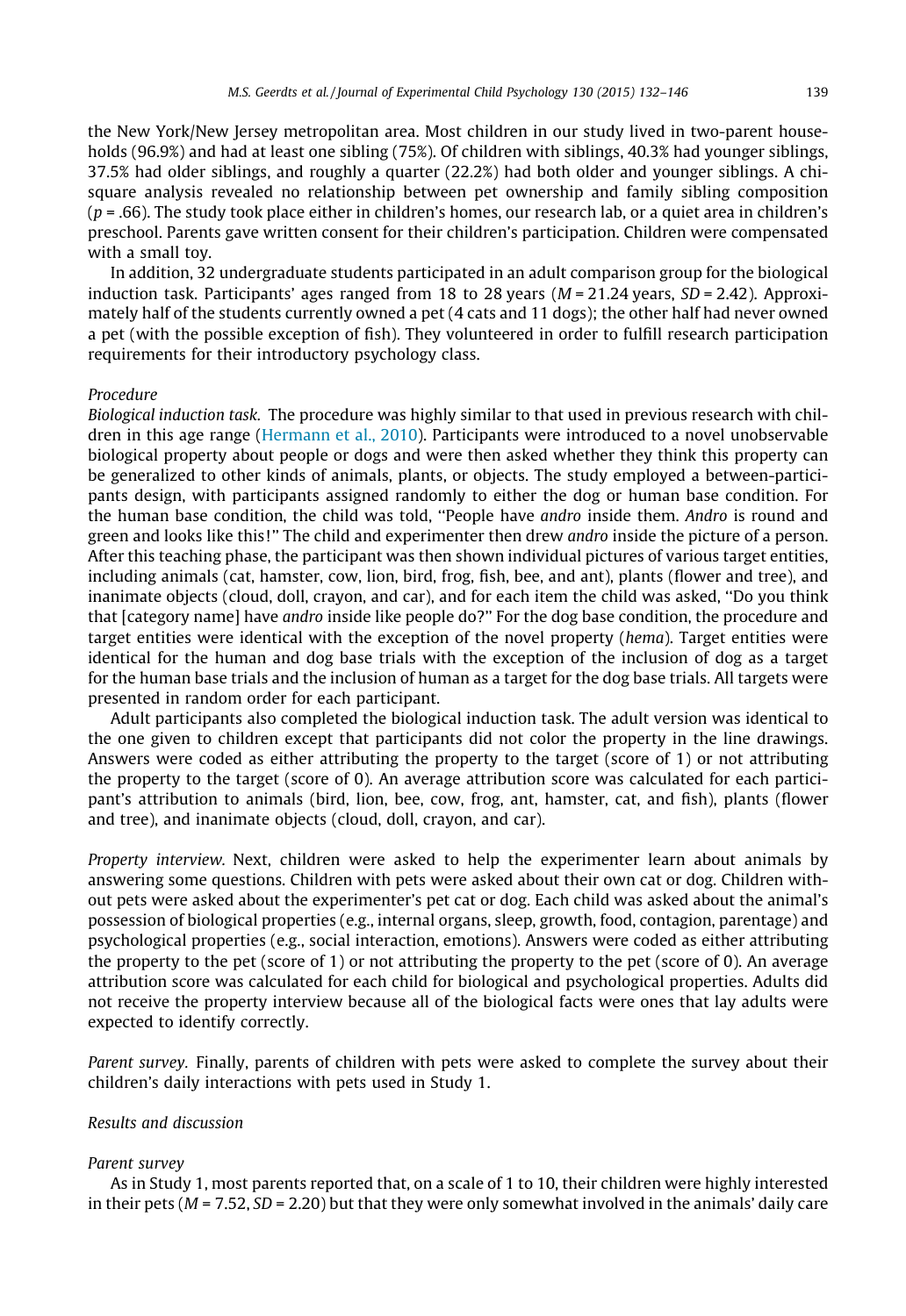the New York/New Jersey metropolitan area. Most children in our study lived in two-parent households (96.9%) and had at least one sibling (75%). Of children with siblings, 40.3% had younger siblings, 37.5% had older siblings, and roughly a quarter (22.2%) had both older and younger siblings. A chi-square analysis revealed no relationship between pet ownership and family sibling composition ($p = .66$). The study took place either in children's homes, our research lab, or a quiet area in children's preschool. Parents gave written consent for their children's participation. Children were compensated with a small toy.

In addition, 32 undergraduate students participated in an adult comparison group for the biological induction task. Participants' ages ranged from 18 to 28 years ($M = 21.24$ years, $SD = 2.42$). Approximately half of the students currently owned a pet (4 cats and 11 dogs); the other half had never owned a pet (with the possible exception of fish). They volunteered in order to fulfill research participation requirements for their introductory psychology class.

### *Procedure*

*Biological induction task.* The procedure was highly similar to that used in previous research with children in this age range (Hermann et al., 2010). Participants were introduced to a novel unobservable biological property about people or dogs and were then asked whether they think this property can be generalized to other kinds of animals, plants, or objects. The study employed a between-participants design, with participants assigned randomly to either the dog or human base condition. For the human base condition, the child was told, "People have *andro* inside them. *Andro* is round and green and looks like this!" The child and experimenter then drew *andro* inside the picture of a person. After this teaching phase, the participant was then shown individual pictures of various target entities, including animals (cat, hamster, cow, lion, bird, frog, fish, bee, and ant), plants (flower and tree), and inanimate objects (cloud, doll, crayon, and car), and for each item the child was asked, "Do you think that [category name] have *andro* inside like people do?" For the dog base condition, the procedure and target entities were identical with the exception of the novel property (*hema*). Target entities were identical for the human and dog base trials with the exception of the inclusion of dog as a target for the human base trials and the inclusion of human as a target for the dog base trials. All targets were presented in random order for each participant.

Adult participants also completed the biological induction task. The adult version was identical to the one given to children except that participants did not color the property in the line drawings. Answers were coded as either attributing the property to the target (score of 1) or not attributing the property to the target (score of 0). An average attribution score was calculated for each participant's attribution to animals (bird, lion, bee, cow, frog, ant, hamster, cat, and fish), plants (flower and tree), and inanimate objects (cloud, doll, crayon, and car).

*Property interview.* Next, children were asked to help the experimenter learn about animals by answering some questions. Children with pets were asked about their own cat or dog. Children without pets were asked about the experimenter's pet cat or dog. Each child was asked about the animal's possession of biological properties (e.g., internal organs, sleep, growth, food, contagion, parentage) and psychological properties (e.g., social interaction, emotions). Answers were coded as either attributing the property to the pet (score of 1) or not attributing the property to the pet (score of 0). An average attribution score was calculated for each child for biological and psychological properties. Adults did not receive the property interview because all of the biological facts were ones that lay adults were expected to identify correctly.

*Parent survey.* Finally, parents of children with pets were asked to complete the survey about their children's daily interactions with pets used in Study 1.

### *Results and discussion*

#### *Parent survey*

As in Study 1, most parents reported that, on a scale of 1 to 10, their children were highly interested in their pets ($M = 7.52$, $SD = 2.20$) but that they were only somewhat involved in the animals' daily care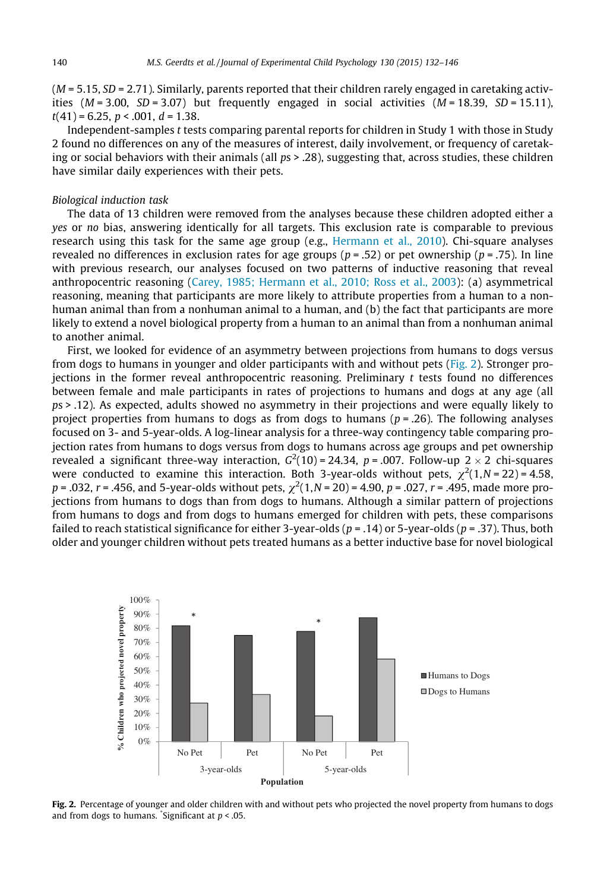($M = 5.15$, $SD = 2.71$). Similarly, parents reported that their children rarely engaged in caretaking activities ($M = 3.00$, $SD = 3.07$) but frequently engaged in social activities ($M = 18.39$, $SD = 15.11$), $t(41) = 6.25$, $p < .001$, $d = 1.38$.

Independent-samples *t* tests comparing parental reports for children in Study 1 with those in Study 2 found no differences on any of the measures of interest, daily involvement, or frequency of caretaking or social behaviors with their animals (all *p*s > .28), suggesting that, across studies, these children have similar daily experiences with their pets.

*Biological induction task*

The data of 13 children were removed from the analyses because these children adopted either a *yes* or *no* bias, answering identically for all targets. This exclusion rate is comparable to previous research using this task for the same age group (e.g., Hermann et al., 2010). Chi-square analyses revealed no differences in exclusion rates for age groups ($p = .52$) or pet ownership ($p = .75$). In line with previous research, our analyses focused on two patterns of inductive reasoning that reveal anthropocentric reasoning (Carey, 1985; Hermann et al., 2010; Ross et al., 2003): (a) asymmetrical reasoning, meaning that participants are more likely to attribute properties from a human to a nonhuman animal than from a nonhuman animal to a human, and (b) the fact that participants are more likely to extend a novel biological property from a human to an animal than from a nonhuman animal to another animal.

First, we looked for evidence of an asymmetry between projections from humans to dogs versus from dogs to humans in younger and older participants with and without pets (Fig. 2). Stronger projections in the former reveal anthropocentric reasoning. Preliminary *t* tests found no differences between female and male participants in rates of projections to humans and dogs at any age (all *p*s > .12). As expected, adults showed no asymmetry in their projections and were equally likely to project properties from humans to dogs as from dogs to humans ($p = .26$). The following analyses focused on 3- and 5-year-olds. A log-linear analysis for a three-way contingency table comparing projection rates from humans to dogs versus from dogs to humans across age groups and pet ownership revealed a significant three-way interaction, $G^2(10) = 24.34$, $p = .007$. Follow-up $2 \times 2$ chi-squares were conducted to examine this interaction. Both 3-year-olds without pets, $\chi^2(1, N = 22) = 4.58$, $p = .032$, $r = .456$, and 5-year-olds without pets, $\chi^2(1, N = 20) = 4.90$, $p = .027$, $r = .495$, made more projections from humans to dogs than from dogs to humans. Although a similar pattern of projections from humans to dogs and from dogs to humans emerged for children with pets, these comparisons failed to reach statistical significance for either 3-year-olds ($p = .14$) or 5-year-olds ($p = .37$). Thus, both older and younger children without pets treated humans as a better inductive base for novel biological

**Fig. 2.** Percentage of younger and older children with and without pets who projected the novel property from humans to dogs and from dogs to humans. *Significant at $p < .05$.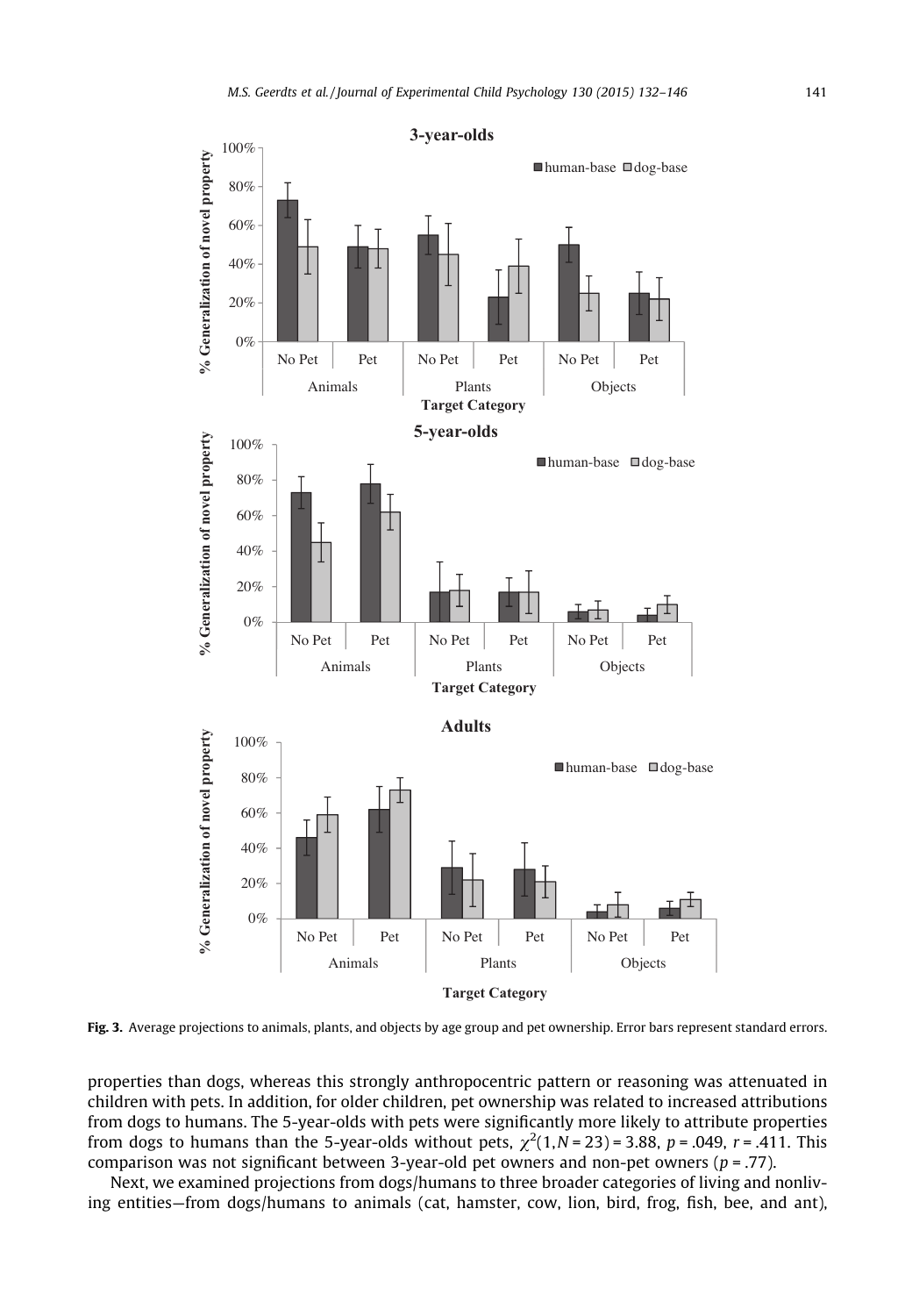Fig. 3. Average projections to animals, plants, and objects by age group and pet ownership. Error bars represent standard errors.

properties than dogs, whereas this strongly anthropocentric pattern or reasoning was attenuated in children with pets. In addition, for older children, pet ownership was related to increased attributions from dogs to humans. The 5-year-olds with pets were significantly more likely to attribute properties from dogs to humans than the 5-year-olds without pets, $\chi^2(1, N = 23) = 3.88$, $p = .049$, $r = .411$. This comparison was not significant between 3-year-old pet owners and non-pet owners ($p = .77$).

Next, we examined projections from dogs/humans to three broader categories of living and nonliving entities—from dogs/humans to animals (cat, hamster, cow, lion, bird, frog, fish, bee, and ant),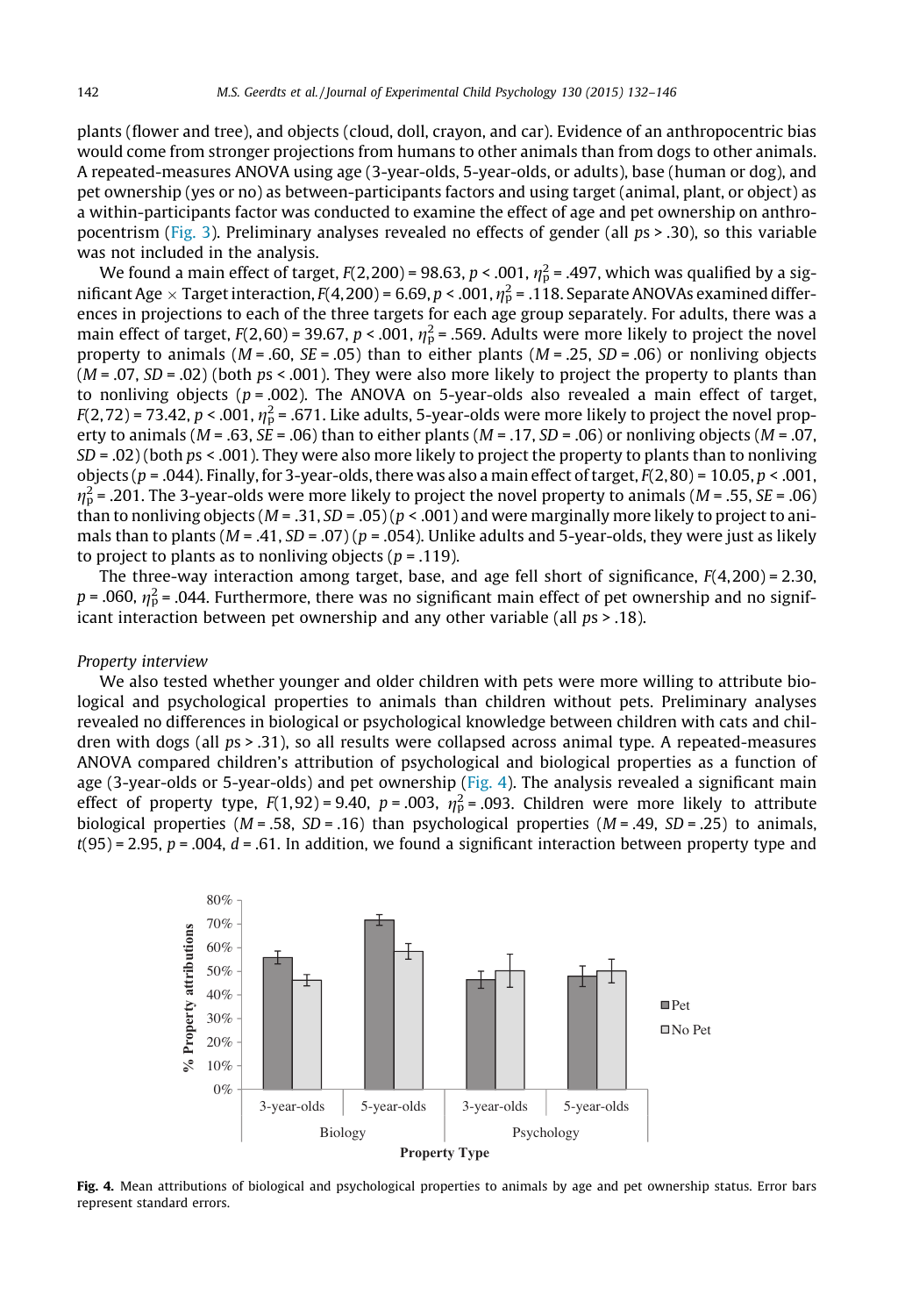plants (flower and tree), and objects (cloud, doll, crayon, and car). Evidence of an anthropocentric bias would come from stronger projections from humans to other animals than from dogs to other animals. A repeated-measures ANOVA using age (3-year-olds, 5-year-olds, or adults), base (human or dog), and pet ownership (yes or no) as between-participants factors and using target (animal, plant, or object) as a within-participants factor was conducted to examine the effect of age and pet ownership on anthropocentrism (Fig. 3). Preliminary analyses revealed no effects of gender (all $ps > .30$), so this variable was not included in the analysis.

We found a main effect of target, $F(2,200) = 98.63$, $p < .001$, $\eta^2_p = .497$, which was qualified by a significant Age × Target interaction, $F(4,200) = 6.69$, $p < .001$, $\eta^2_p = .118$. Separate ANOVAs examined differences in projections to each of the three targets for each age group separately. For adults, there was a main effect of target, $F(2,60) = 39.67$, $p < .001$, $\eta^2_p = .569$. Adults were more likely to project the novel property to animals ($M = .60$, $SE = .05$) than to either plants ($M = .25$, $SD = .06$) or nonliving objects ($M = .07$, $SD = .02$) (both $ps < .001$). They were also more likely to project the property to plants than to nonliving objects ($p = .002$). The ANOVA on 5-year-olds also revealed a main effect of target, $F(2,72) = 73.42$, $p < .001$, $\eta^2_p = .671$. Like adults, 5-year-olds were more likely to project the novel property to animals ($M = .63$, $SE = .06$) than to either plants ($M = .17$, $SD = .06$) or nonliving objects ($M = .07$, $SD = .02$) (both $ps < .001$). They were also more likely to project the property to plants than to nonliving objects ($p = .044$). Finally, for 3-year-olds, there was also a main effect of target, $F(2,80) = 10.05$, $p < .001$, $\eta^2_p = .201$. The 3-year-olds were more likely to project the novel property to animals ($M = .55$, $SE = .06$) than to nonliving objects ($M = .31$, $SD = .05$) ($p < .001$) and were marginally more likely to project to animals than to plants ($M = .41$, $SD = .07$) ($p = .054$). Unlike adults and 5-year-olds, they were just as likely to project to plants as to nonliving objects ($p = .119$).

The three-way interaction among target, base, and age fell short of significance, $F(4,200) = 2.30$, $p = .060$, $\eta^2_p = .044$. Furthermore, there was no significant main effect of pet ownership and no significant interaction between pet ownership and any other variable (all $ps > .18$).

*Property interview*

We also tested whether younger and older children with pets were more willing to attribute biological and psychological properties to animals than children without pets. Preliminary analyses revealed no differences in biological or psychological knowledge between children with cats and children with dogs (all $ps > .31$), so all results were collapsed across animal type. A repeated-measures ANOVA compared children's attribution of psychological and biological properties as a function of age (3-year-olds or 5-year-olds) and pet ownership (Fig. 4). The analysis revealed a significant main effect of property type, $F(1,92) = 9.40$, $p = .003$, $\eta^2_p = .093$. Children were more likely to attribute biological properties ($M = .58$, $SD = .16$) than psychological properties ($M = .49$, $SD = .25$) to animals, $t(95) = 2.95$, $p = .004$, $d = .61$. In addition, we found a significant interaction between property type and

**Fig. 4.** Mean attributions of biological and psychological properties to animals by age and pet ownership status. Error bars represent standard errors.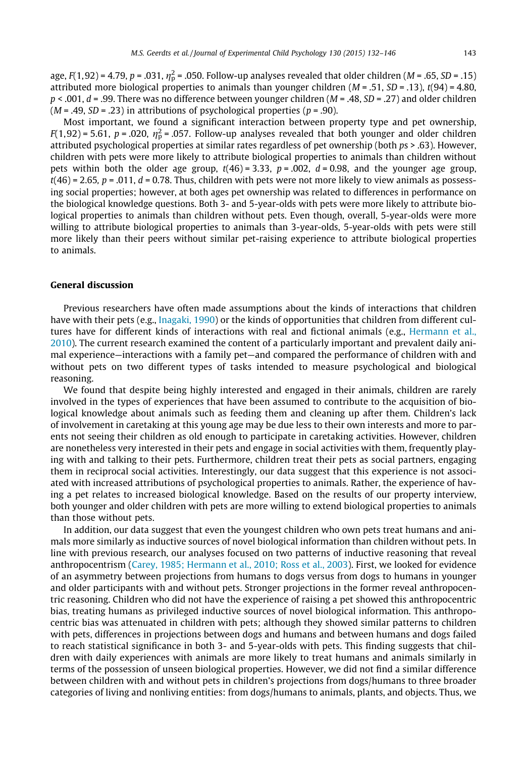age, $F(1,92) = 4.79$, $p = .031$, $\eta^2_p = .050$. Follow-up analyses revealed that older children ($M = .65$, $SD = .15$) attributed more biological properties to animals than younger children ($M = .51$, $SD = .13$), $t(94) = 4.80$, $p < .001$, $d = .99$. There was no difference between younger children ($M = .48$, $SD = .27$) and older children ($M = .49$, $SD = .23$) in attributions of psychological properties ($p = .90$).

Most important, we found a significant interaction between property type and pet ownership, $F(1,92) = 5.61$, $p = .020$, $\eta^2_p = .057$. Follow-up analyses revealed that both younger and older children attributed psychological properties at similar rates regardless of pet ownership (both $ps > .63$). However, children with pets were more likely to attribute biological properties to animals than children without pets within both the older age group, $t(46) = 3.33$, $p = .002$, $d = 0.98$, and the younger age group, $t(46) = 2.65$, $p = .011$, $d = 0.78$. Thus, children with pets were not more likely to view animals as possessing social properties; however, at both ages pet ownership was related to differences in performance on the biological knowledge questions. Both 3- and 5-year-olds with pets were more likely to attribute biological properties to animals than children without pets. Even though, overall, 5-year-olds were more willing to attribute biological properties to animals than 3-year-olds, 5-year-olds with pets were still more likely than their peers without similar pet-raising experience to attribute biological properties to animals.

## General discussion

Previous researchers have often made assumptions about the kinds of interactions that children have with their pets (e.g., Inagaki, 1990) or the kinds of opportunities that children from different cultures have for different kinds of interactions with real and fictional animals (e.g., Hermann et al., 2010). The current research examined the content of a particularly important and prevalent daily animal experience—interactions with a family pet—and compared the performance of children with and without pets on two different types of tasks intended to measure psychological and biological reasoning.

We found that despite being highly interested and engaged in their animals, children are rarely involved in the types of experiences that have been assumed to contribute to the acquisition of biological knowledge about animals such as feeding them and cleaning up after them. Children's lack of involvement in caretaking at this young age may be due less to their own interests and more to parents not seeing their children as old enough to participate in caretaking activities. However, children are nonetheless very interested in their pets and engage in social activities with them, frequently playing with and talking to their pets. Furthermore, children treat their pets as social partners, engaging them in reciprocal social activities. Interestingly, our data suggest that this experience is not associated with increased attributions of psychological properties to animals. Rather, the experience of having a pet relates to increased biological knowledge. Based on the results of our property interview, both younger and older children with pets are more willing to extend biological properties to animals than those without pets.

In addition, our data suggest that even the youngest children who own pets treat humans and animals more similarly as inductive sources of novel biological information than children without pets. In line with previous research, our analyses focused on two patterns of inductive reasoning that reveal anthropocentrism (Carey, 1985; Hermann et al., 2010; Ross et al., 2003). First, we looked for evidence of an asymmetry between projections from humans to dogs versus from dogs to humans in younger and older participants with and without pets. Stronger projections in the former reveal anthropocentric reasoning. Children who did not have the experience of raising a pet showed this anthropocentric bias, treating humans as privileged inductive sources of novel biological information. This anthropocentric bias was attenuated in children with pets; although they showed similar patterns to children with pets, differences in projections between dogs and humans and between humans and dogs failed to reach statistical significance in both 3- and 5-year-olds with pets. This finding suggests that children with daily experiences with animals are more likely to treat humans and animals similarly in terms of the possession of unseen biological properties. However, we did not find a similar difference between children with and without pets in children's projections from dogs/humans to three broader categories of living and nonliving entities: from dogs/humans to animals, plants, and objects. Thus, we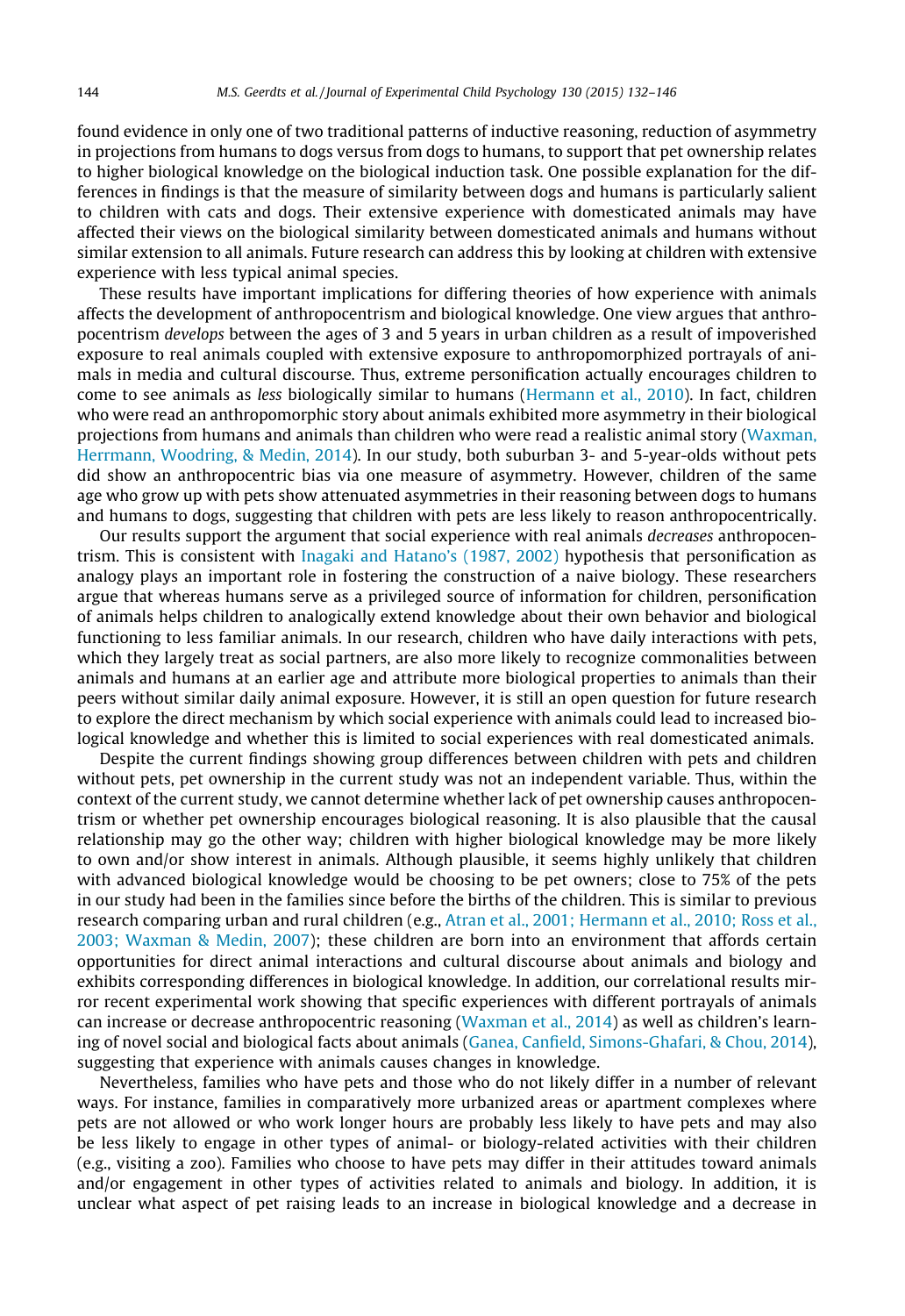found evidence in only one of two traditional patterns of inductive reasoning, reduction of asymmetry in projections from humans to dogs versus from dogs to humans, to support that pet ownership relates to higher biological knowledge on the biological induction task. One possible explanation for the differences in findings is that the measure of similarity between dogs and humans is particularly salient to children with cats and dogs. Their extensive experience with domesticated animals may have affected their views on the biological similarity between domesticated animals and humans without similar extension to all animals. Future research can address this by looking at children with extensive experience with less typical animal species.

These results have important implications for differing theories of how experience with animals affects the development of anthropocentrism and biological knowledge. One view argues that anthropocentrism *develops* between the ages of 3 and 5 years in urban children as a result of impoverished exposure to real animals coupled with extensive exposure to anthropomorphized portrayals of animals in media and cultural discourse. Thus, extreme personification actually encourages children to come to see animals as *less* biologically similar to humans (Hermann et al., 2010). In fact, children who were read an anthropomorphic story about animals exhibited more asymmetry in their biological projections from humans and animals than children who were read a realistic animal story (Waxman, Herrmann, Woodring, & Medin, 2014). In our study, both suburban 3- and 5-year-olds without pets did show an anthropocentric bias via one measure of asymmetry. However, children of the same age who grow up with pets show attenuated asymmetries in their reasoning between dogs to humans and humans to dogs, suggesting that children with pets are less likely to reason anthropocentrically.

Our results support the argument that social experience with real animals *decreases* anthropocentrism. This is consistent with Inagaki and Hatano's (1987, 2002) hypothesis that personification as analogy plays an important role in fostering the construction of a naive biology. These researchers argue that whereas humans serve as a privileged source of information for children, personification of animals helps children to analogically extend knowledge about their own behavior and biological functioning to less familiar animals. In our research, children who have daily interactions with pets, which they largely treat as social partners, are also more likely to recognize commonalities between animals and humans at an earlier age and attribute more biological properties to animals than their peers without similar daily animal exposure. However, it is still an open question for future research to explore the direct mechanism by which social experience with animals could lead to increased biological knowledge and whether this is limited to social experiences with real domesticated animals.

Despite the current findings showing group differences between children with pets and children without pets, pet ownership in the current study was not an independent variable. Thus, within the context of the current study, we cannot determine whether lack of pet ownership causes anthropocentrism or whether pet ownership encourages biological reasoning. It is also plausible that the causal relationship may go the other way; children with higher biological knowledge may be more likely to own and/or show interest in animals. Although plausible, it seems highly unlikely that children with advanced biological knowledge would be choosing to be pet owners; close to 75% of the pets in our study had been in the families since before the births of the children. This is similar to previous research comparing urban and rural children (e.g., Atran et al., 2001; Hermann et al., 2010; Ross et al., 2003; Waxman & Medin, 2007); these children are born into an environment that affords certain opportunities for direct animal interactions and cultural discourse about animals and biology and exhibits corresponding differences in biological knowledge. In addition, our correlational results mirror recent experimental work showing that specific experiences with different portrayals of animals can increase or decrease anthropocentric reasoning (Waxman et al., 2014) as well as children's learning of novel social and biological facts about animals (Ganea, Canfield, Simons-Ghafari, & Chou, 2014), suggesting that experience with animals causes changes in knowledge.

Nevertheless, families who have pets and those who do not likely differ in a number of relevant ways. For instance, families in comparatively more urbanized areas or apartment complexes where pets are not allowed or who work longer hours are probably less likely to have pets and may also be less likely to engage in other types of animal- or biology-related activities with their children (e.g., visiting a zoo). Families who choose to have pets may differ in their attitudes toward animals and/or engagement in other types of activities related to animals and biology. In addition, it is unclear what aspect of pet raising leads to an increase in biological knowledge and a decrease in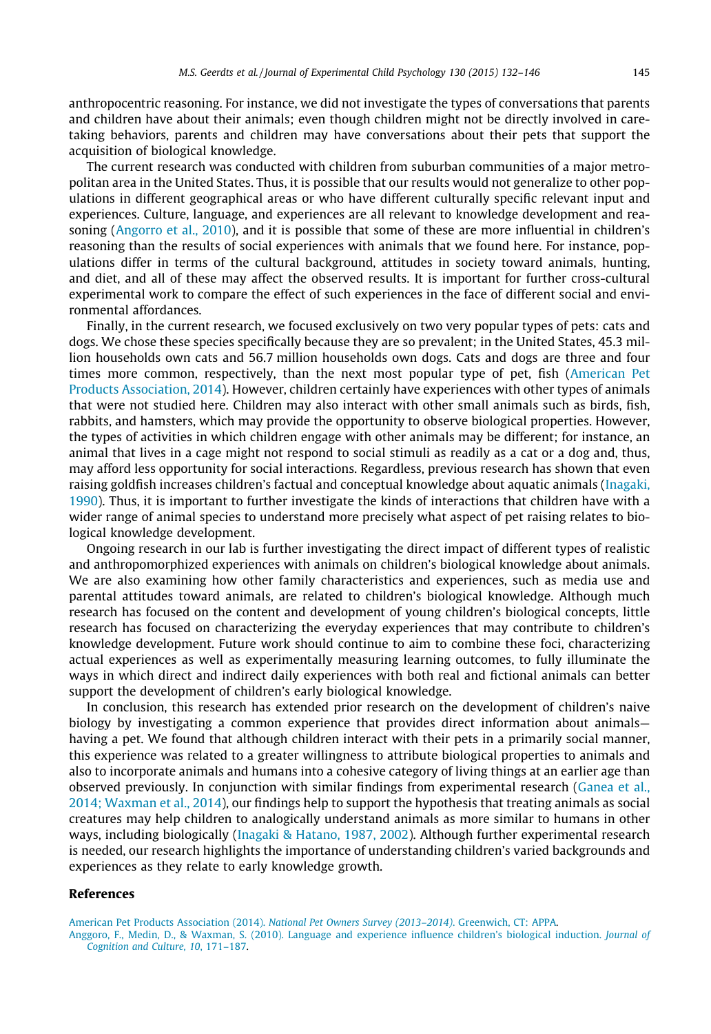anthropocentric reasoning. For instance, we did not investigate the types of conversations that parents and children have about their animals; even though children might not be directly involved in caretaking behaviors, parents and children may have conversations about their pets that support the acquisition of biological knowledge.

The current research was conducted with children from suburban communities of a major metropolitan area in the United States. Thus, it is possible that our results would not generalize to other populations in different geographical areas or who have different culturally specific relevant input and experiences. Culture, language, and experiences are all relevant to knowledge development and reasoning (Angorro et al., 2010), and it is possible that some of these are more influential in children's reasoning than the results of social experiences with animals that we found here. For instance, populations differ in terms of the cultural background, attitudes in society toward animals, hunting, and diet, and all of these may affect the observed results. It is important for further cross-cultural experimental work to compare the effect of such experiences in the face of different social and environmental affordances.

Finally, in the current research, we focused exclusively on two very popular types of pets: cats and dogs. We chose these species specifically because they are so prevalent; in the United States, 45.3 million households own cats and 56.7 million households own dogs. Cats and dogs are three and four times more common, respectively, than the next most popular type of pet, fish (American Pet Products Association, 2014). However, children certainly have experiences with other types of animals that were not studied here. Children may also interact with other small animals such as birds, fish, rabbits, and hamsters, which may provide the opportunity to observe biological properties. However, the types of activities in which children engage with other animals may be different; for instance, an animal that lives in a cage might not respond to social stimuli as readily as a cat or a dog and, thus, may afford less opportunity for social interactions. Regardless, previous research has shown that even raising goldfish increases children's factual and conceptual knowledge about aquatic animals (Inagaki, 1990). Thus, it is important to further investigate the kinds of interactions that children have with a wider range of animal species to understand more precisely what aspect of pet raising relates to biological knowledge development.

Ongoing research in our lab is further investigating the direct impact of different types of realistic and anthropomorphized experiences with animals on children's biological knowledge about animals. We are also examining how other family characteristics and experiences, such as media use and parental attitudes toward animals, are related to children's biological knowledge. Although much research has focused on the content and development of young children's biological concepts, little research has focused on characterizing the everyday experiences that may contribute to children's knowledge development. Future work should continue to aim to combine these foci, characterizing actual experiences as well as experimentally measuring learning outcomes, to fully illuminate the ways in which direct and indirect daily experiences with both real and fictional animals can better support the development of children's early biological knowledge.

In conclusion, this research has extended prior research on the development of children's naive biology by investigating a common experience that provides direct information about animals—having a pet. We found that although children interact with their pets in a primarily social manner, this experience was related to a greater willingness to attribute biological properties to animals and also to incorporate animals and humans into a cohesive category of living things at an earlier age than observed previously. In conjunction with similar findings from experimental research (Ganea et al., 2014; Waxman et al., 2014), our findings help to support the hypothesis that treating animals as social creatures may help children to analogically understand animals as more similar to humans in other ways, including biologically (Inagaki & Hatano, 1987, 2002). Although further experimental research is needed, our research highlights the importance of understanding children's varied backgrounds and experiences as they relate to early knowledge growth.

## References

American Pet Products Association (2014). *National Pet Owners Survey (2013–2014)*. Greenwich, CT: APPA.

Anggoro, F., Medin, D., & Waxman, S. (2010). Language and experience influence children's biological induction. *Journal of Cognition and Culture, 10*, 171–187.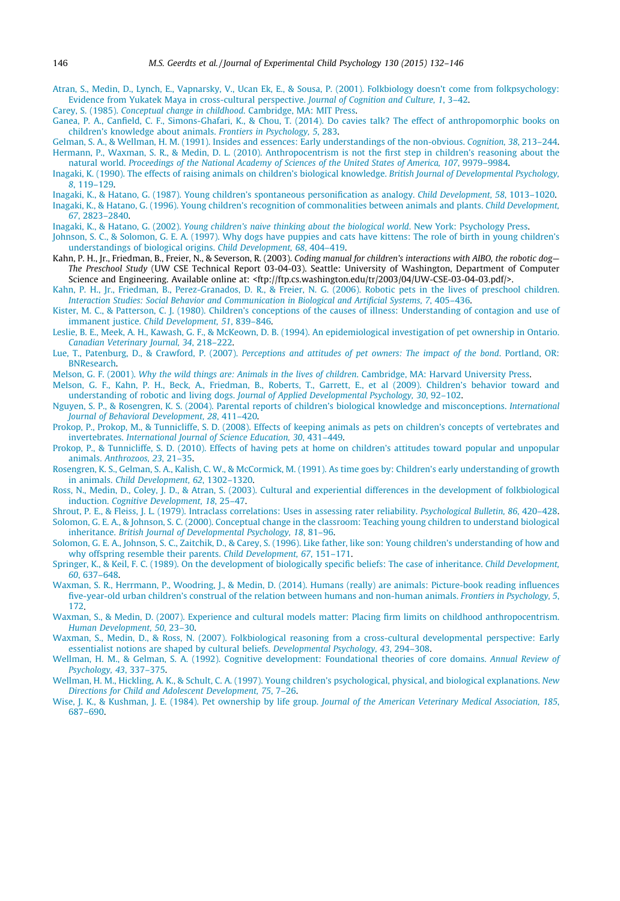Atran, S., Medin, D., Lynch, E., Vapnarsky, V., Ucan Ek, E., & Sousa, P. (2001). Folkbiology doesn't come from folkpsychology: Evidence from Yukatek Maya in cross-cultural perspective. *Journal of Cognition and Culture, 1*, 3–42.

Carey, S. (1985). *Conceptual change in childhood*. Cambridge, MA: MIT Press.

Ganea, P. A., Canfield, C. F., Simons-Ghafari, K., & Chou, T. (2014). Do cavies talk? The effect of anthropomorphic books on children's knowledge about animals. *Frontiers in Psychology, 5*, 283.

Gelman, S. A., & Wellman, H. M. (1991). Insides and essences: Early understandings of the non-obvious. *Cognition, 38*, 213–244.

Hermann, P., Waxman, S. R., & Medin, D. L. (2010). Anthropocentrism is not the first step in children's reasoning about the natural world. *Proceedings of the National Academy of Sciences of the United States of America, 107*, 9979–9984.

Inagaki, K. (1990). The effects of raising animals on children's biological knowledge. *British Journal of Developmental Psychology, 8*, 119–129.

Inagaki, K., & Hatano, G. (1987). Young children's spontaneous personification as analogy. *Child Development, 58*, 1013–1020.

Inagaki, K., & Hatano, G. (1996). Young children's recognition of commonalities between animals and plants. *Child Development, 67*, 2823–2840.

Inagaki, K., & Hatano, G. (2002). *Young children's naive thinking about the biological world*. New York: Psychology Press.

Johnson, S. C., & Solomon, G. E. A. (1997). Why dogs have puppies and cats have kittens: The role of birth in young children's understandings of biological origins. *Child Development, 68*, 404–419.

Kahn, P. H., Jr., Friedman, B., Freier, N., & Severson, R. (2003). *Coding manual for children's interactions with AIBO, the robotic dog—The Preschool Study* (UW CSE Technical Report 03-04-03). Seattle: University of Washington, Department of Computer Science and Engineering. Available online at: <ftp://ftp.cs.washington.edu/tr/2003/04/UW-CSE-03-04-03.pdf/>.

Kahn, P. H., Jr., Friedman, B., Perez-Granados, D. R., & Freier, N. G. (2006). Robotic pets in the lives of preschool children. *Interaction Studies: Social Behavior and Communication in Biological and Artificial Systems, 7*, 405–436.

Kister, M. C., & Patterson, C. J. (1980). Children's conceptions of the causes of illness: Understanding of contagion and use of immanent justice. *Child Development, 51*, 839–846.

Leslie, B. E., Meek, A. H., Kawash, G. F., & McKeown, D. B. (1994). An epidemiological investigation of pet ownership in Ontario. *Canadian Veterinary Journal, 34*, 218–222.

Lue, T., Patenburg, D., & Crawford, P. (2007). *Perceptions and attitudes of pet owners: The impact of the bond*. Portland, OR: BNResearch.

Melson, G. F. (2001). *Why the wild things are: Animals in the lives of children*. Cambridge, MA: Harvard University Press.

Melson, G. F., Kahn, P. H., Beck, A., Friedman, B., Roberts, T., Garrett, E., et al (2009). Children's behavior toward and understanding of robotic and living dogs. *Journal of Applied Developmental Psychology, 30*, 92–102.

Nguyen, S. P., & Rosengren, K. S. (2004). Parental reports of children's biological knowledge and misconceptions. *International Journal of Behavioral Development, 28*, 411–420.

Prokop, P., Prokop, M., & Tunnicliffe, S. D. (2008). Effects of keeping animals as pets on children's concepts of vertebrates and invertebrates. *International Journal of Science Education, 30*, 431–449.

Prokop, P., & Tunnicliffe, S. D. (2010). Effects of having pets at home on children's attitudes toward popular and unpopular animals. *Anthrozoos, 23*, 21–35.

Rosengren, K. S., Gelman, S. A., Kalish, C. W., & McCormick, M. (1991). As time goes by: Children's early understanding of growth in animals. *Child Development, 62*, 1302–1320.

Ross, N., Medin, D., Coley, J. D., & Atran, S. (2003). Cultural and experiential differences in the development of folkbiological induction. *Cognitive Development, 18*, 25–47.

Shrout, P. E., & Fleiss, J. L. (1979). Intraclass correlations: Uses in assessing rater reliability. *Psychological Bulletin, 86*, 420–428.

Solomon, G. E. A., & Johnson, S. C. (2000). Conceptual change in the classroom: Teaching young children to understand biological inheritance. *British Journal of Developmental Psychology, 18*, 81–96.

Solomon, G. E. A., Johnson, S. C., Zaitchik, D., & Carey, S. (1996). Like father, like son: Young children's understanding of how and why offspring resemble their parents. *Child Development, 67*, 151–171.

Springer, K., & Keil, F. C. (1989). On the development of biologically specific beliefs: The case of inheritance. *Child Development, 60*, 637–648.

Waxman, S. R., Herrmann, P., Woodring, J., & Medin, D. (2014). Humans (really) are animals: Picture-book reading influences five-year-old urban children's construal of the relation between humans and non-human animals. *Frontiers in Psychology, 5*, 172.

Waxman, S., & Medin, D. (2007). Experience and cultural models matter: Placing firm limits on childhood anthropocentrism. *Human Development, 50*, 23–30.

Waxman, S., Medin, D., & Ross, N. (2007). Folkbiological reasoning from a cross-cultural developmental perspective: Early essentialist notions are shaped by cultural beliefs. *Developmental Psychology, 43*, 294–308.

Wellman, H. M., & Gelman, S. A. (1992). Cognitive development: Foundational theories of core domains. *Annual Review of Psychology, 43*, 337–375.

Wellman, H. M., Hickling, A. K., & Schult, C. A. (1997). Young children's psychological, physical, and biological explanations. *New Directions for Child and Adolescent Development, 75*, 7–26.

Wise, J. K., & Kushman, J. E. (1984). Pet ownership by life group. *Journal of the American Veterinary Medical Association, 185*, 687–690.